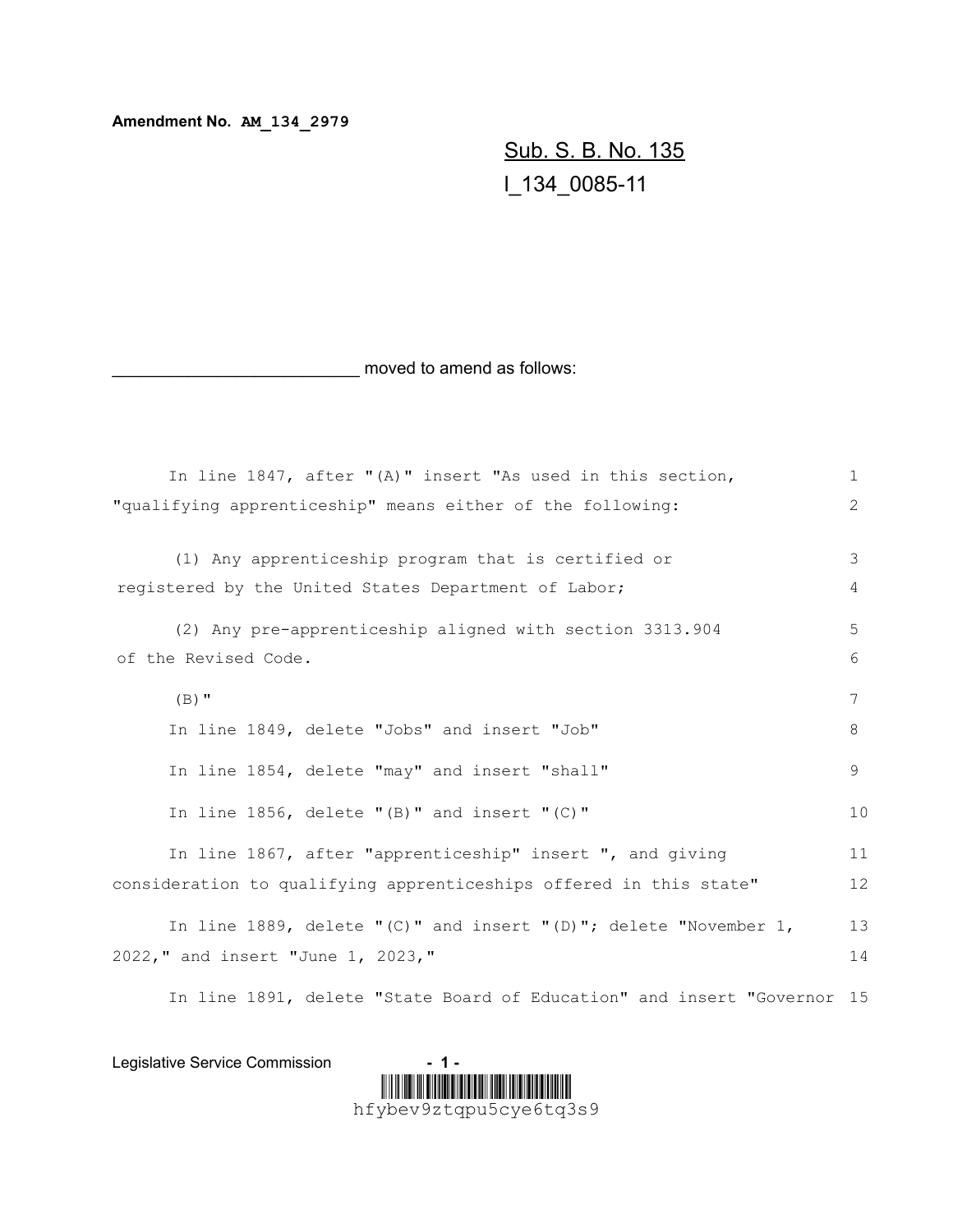**Amendment No. AM_134_2979**

Sub. S. B. No. 135
I_134_0085-11

__________________________ moved to amend as follows:

In line 1847, after "(A)" insert "As used in this section, "qualifying apprenticeship" means either of the following:

(1) Any apprenticeship program that is certified or registered by the United States Department of Labor;

(2) Any pre-apprenticeship aligned with section 3313.904 of the Revised Code.

(B)"

In line 1849, delete "Jobs" and insert "Job"

In line 1854, delete "may" and insert "shall"

In line 1856, delete "(B)" and insert "(C)"

In line 1867, after "apprenticeship" insert ", and giving consideration to qualifying apprenticeships offered in this state"

In line 1889, delete "(C)" and insert "(D)"; delete "November 1, 2022," and insert "June 1, 2023,"

In line 1891, delete "State Board of Education" and insert "Governor

Legislative Service Commission

hfybev9ztqpu5cye6tq3s9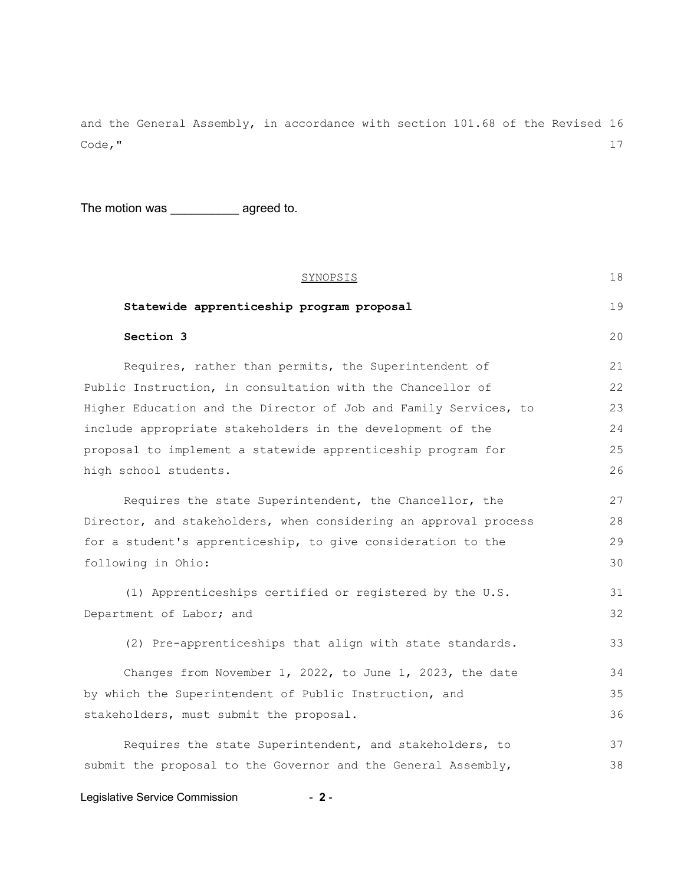and the General Assembly, in accordance with section 101.68 of the Revised Code,"

The motion was __________ agreed to.

SYNOPSIS

**Statewide apprenticeship program proposal**

**Section 3**

Requires, rather than permits, the Superintendent of Public Instruction, in consultation with the Chancellor of Higher Education and the Director of Job and Family Services, to include appropriate stakeholders in the development of the proposal to implement a statewide apprenticeship program for high school students.

Requires the state Superintendent, the Chancellor, the Director, and stakeholders, when considering an approval process for a student's apprenticeship, to give consideration to the following in Ohio:

(1) Apprenticeships certified or registered by the U.S. Department of Labor; and

(2) Pre-apprenticeships that align with state standards.

Changes from November 1, 2022, to June 1, 2023, the date by which the Superintendent of Public Instruction, and stakeholders, must submit the proposal.

Requires the state Superintendent, and stakeholders, to submit the proposal to the Governor and the General Assembly,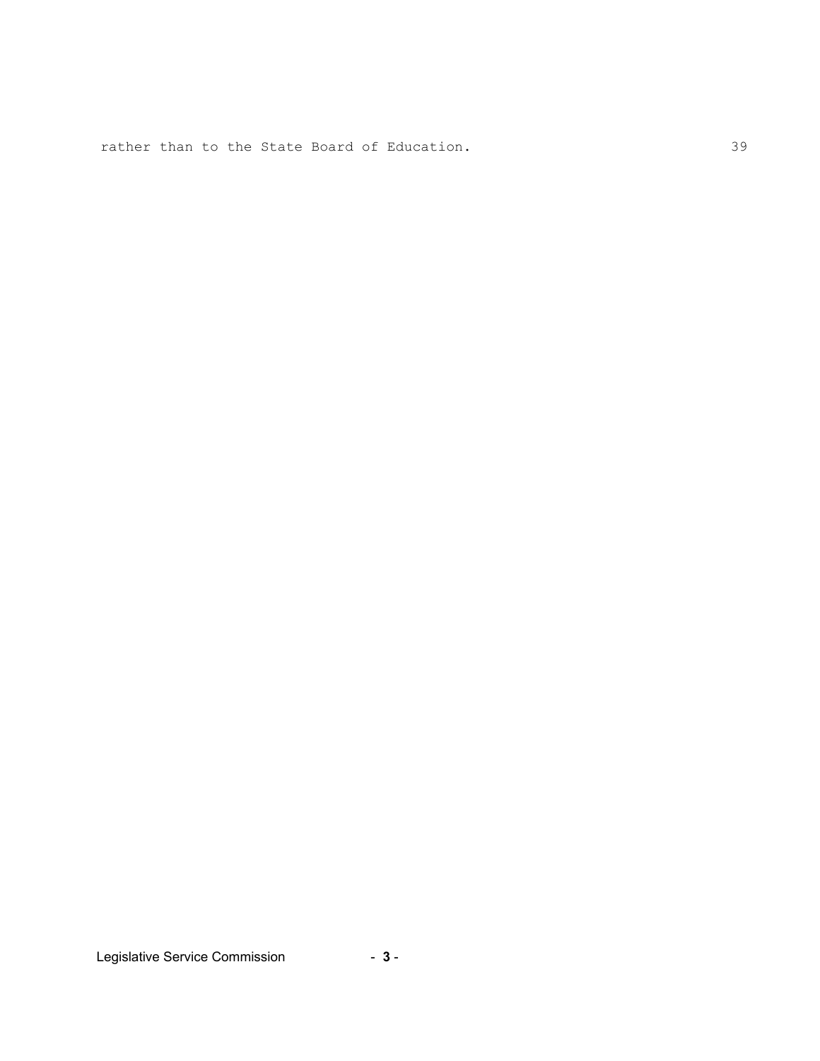rather than to the State Board of Education.